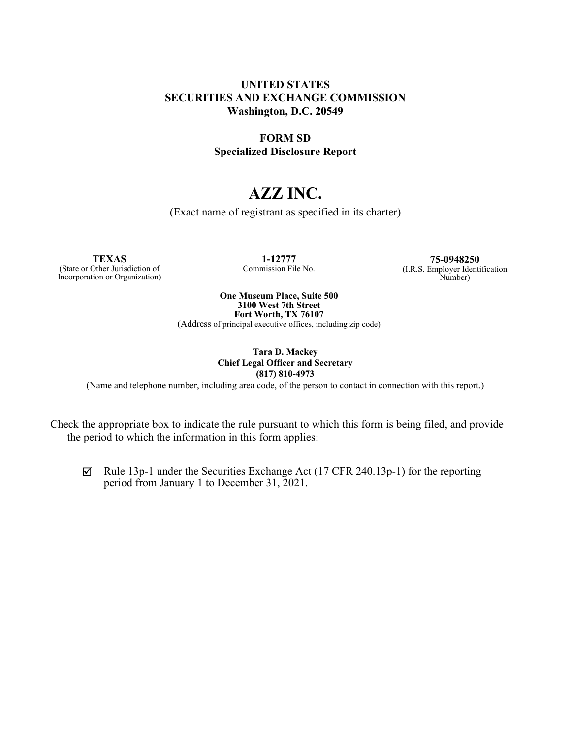**UNITED STATES**
**SECURITIES AND EXCHANGE COMMISSION**
**Washington, D.C. 20549**

**FORM SD**
**Specialized Disclosure Report**

# AZZ INC.

(Exact name of registrant as specified in its charter)

| **TEXAS** | **1-12777** | **75-0948250** |
|---|---|---|
| (State or Other Jurisdiction of Incorporation or Organization) | Commission File No. | (I.R.S. Employer Identification Number) |

**One Museum Place, Suite 500**
**3100 West 7th Street**
**Fort Worth, TX 76107**
(Address of principal executive offices, including zip code)

**Tara D. Mackey**
**Chief Legal Officer and Secretary**
**(817) 810-4973**
(Name and telephone number, including area code, of the person to contact in connection with this report.)

Check the appropriate box to indicate the rule pursuant to which this form is being filed, and provide the period to which the information in this form applies:

☑ Rule 13p-1 under the Securities Exchange Act (17 CFR 240.13p-1) for the reporting period from January 1 to December 31, 2021.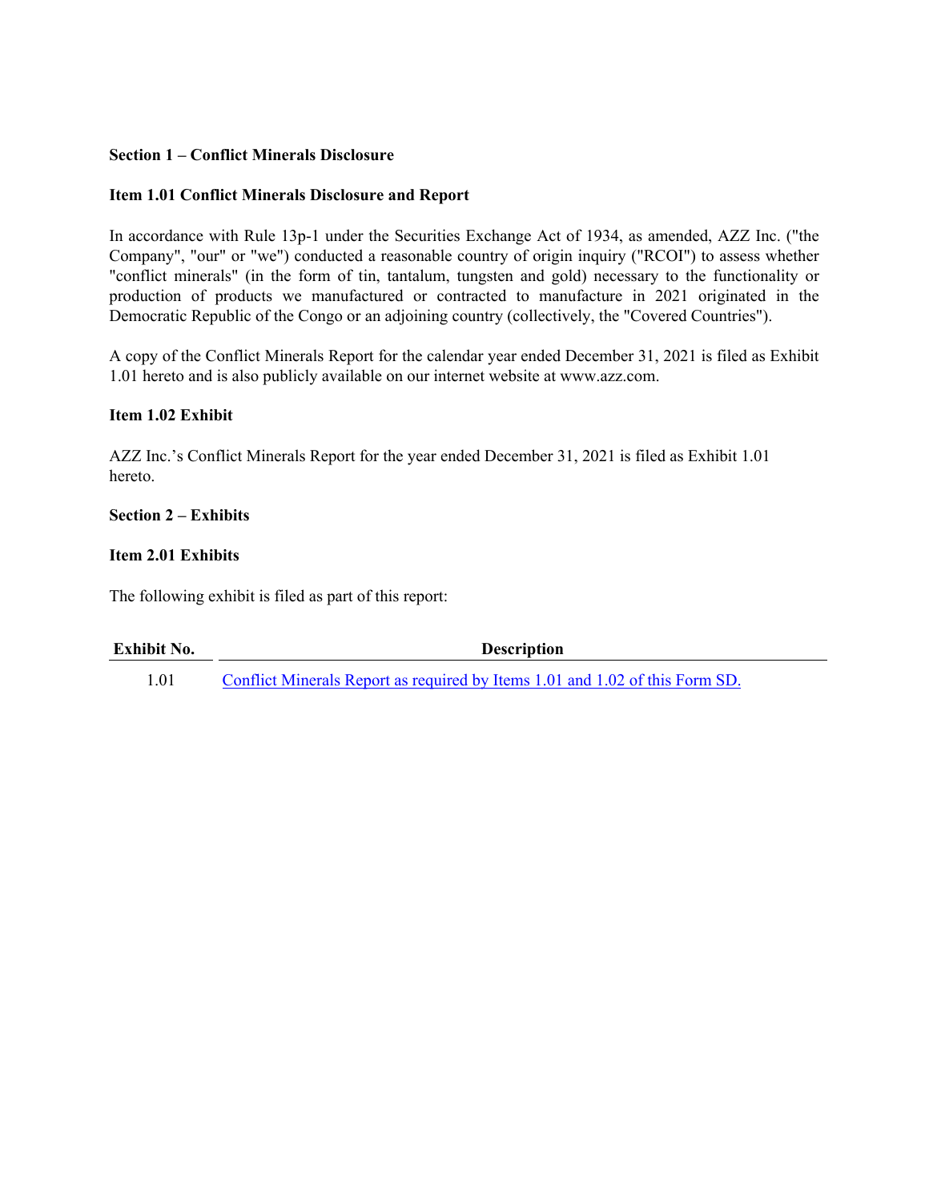**Section 1 – Conflict Minerals Disclosure**

**Item 1.01 Conflict Minerals Disclosure and Report**

In accordance with Rule 13p-1 under the Securities Exchange Act of 1934, as amended, AZZ Inc. ("the Company", "our" or "we") conducted a reasonable country of origin inquiry ("RCOI") to assess whether "conflict minerals" (in the form of tin, tantalum, tungsten and gold) necessary to the functionality or production of products we manufactured or contracted to manufacture in 2021 originated in the Democratic Republic of the Congo or an adjoining country (collectively, the "Covered Countries").

A copy of the Conflict Minerals Report for the calendar year ended December 31, 2021 is filed as Exhibit 1.01 hereto and is also publicly available on our internet website at www.azz.com.

**Item 1.02 Exhibit**

AZZ Inc.'s Conflict Minerals Report for the year ended December 31, 2021 is filed as Exhibit 1.01 hereto.

**Section 2 – Exhibits**

**Item 2.01 Exhibits**

The following exhibit is filed as part of this report:

| Exhibit No. | Description |
|---|---|
| 1.01 | Conflict Minerals Report as required by Items 1.01 and 1.02 of this Form SD. |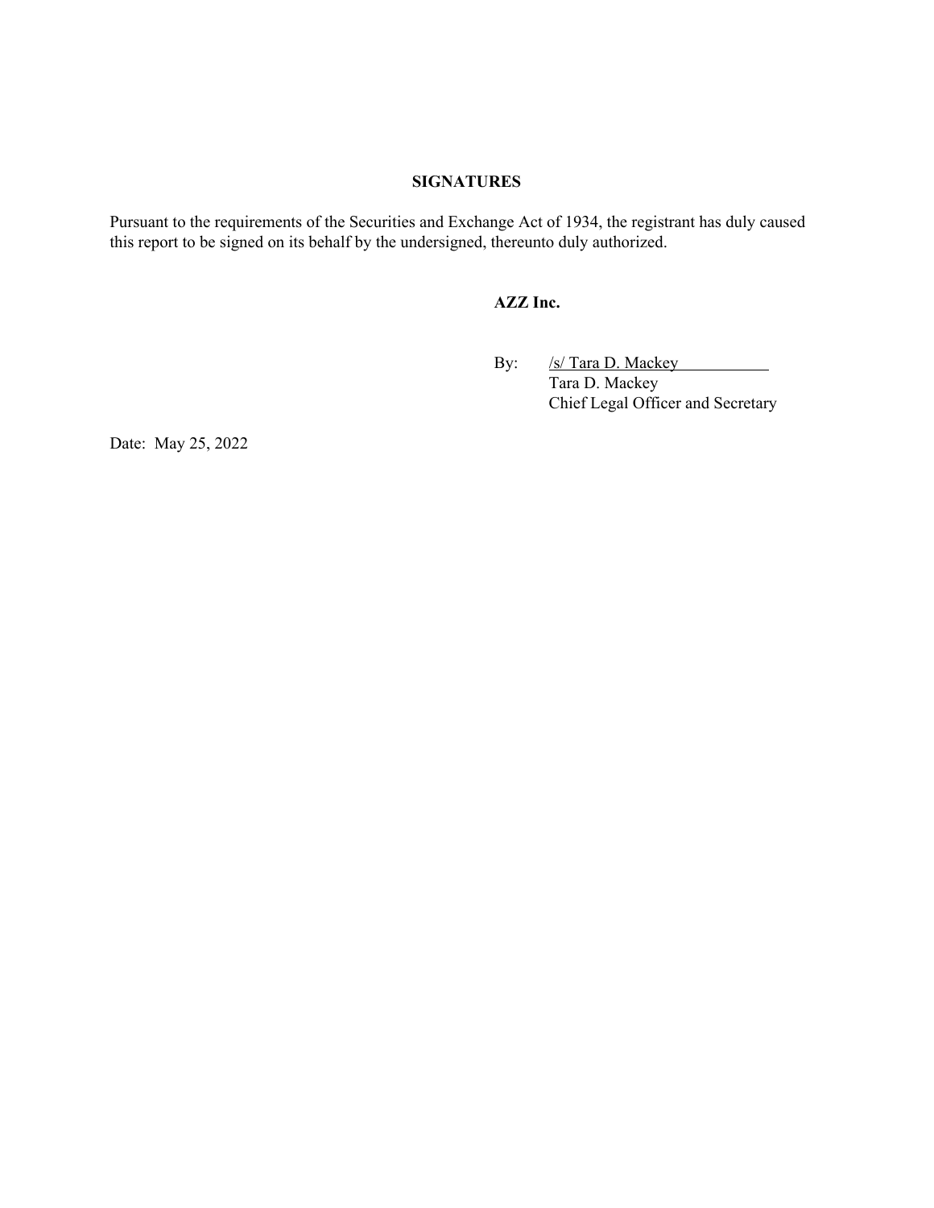## SIGNATURES

Pursuant to the requirements of the Securities and Exchange Act of 1934, the registrant has duly caused this report to be signed on its behalf by the undersigned, thereunto duly authorized.

**AZZ Inc.**

By: /s/ Tara D. Mackey
Tara D. Mackey
Chief Legal Officer and Secretary

Date: May 25, 2022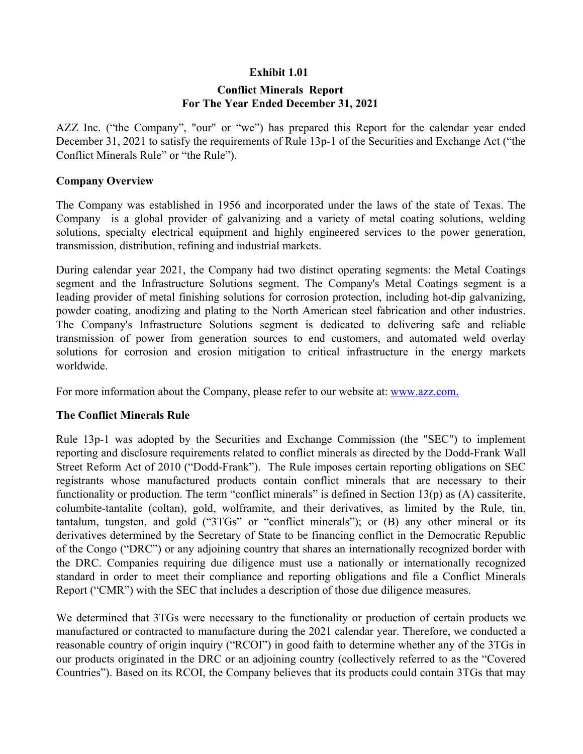**Exhibit 1.01**

**Conflict Minerals Report**
**For The Year Ended December 31, 2021**

AZZ Inc. ("the Company", "our" or "we") has prepared this Report for the calendar year ended December 31, 2021 to satisfy the requirements of Rule 13p-1 of the Securities and Exchange Act ("the Conflict Minerals Rule" or "the Rule").

## Company Overview

The Company was established in 1956 and incorporated under the laws of the state of Texas. The Company is a global provider of galvanizing and a variety of metal coating solutions, welding solutions, specialty electrical equipment and highly engineered services to the power generation, transmission, distribution, refining and industrial markets.

During calendar year 2021, the Company had two distinct operating segments: the Metal Coatings segment and the Infrastructure Solutions segment. The Company's Metal Coatings segment is a leading provider of metal finishing solutions for corrosion protection, including hot-dip galvanizing, powder coating, anodizing and plating to the North American steel fabrication and other industries. The Company's Infrastructure Solutions segment is dedicated to delivering safe and reliable transmission of power from generation sources to end customers, and automated weld overlay solutions for corrosion and erosion mitigation to critical infrastructure in the energy markets worldwide.

For more information about the Company, please refer to our website at: www.azz.com.

## The Conflict Minerals Rule

Rule 13p-1 was adopted by the Securities and Exchange Commission (the "SEC") to implement reporting and disclosure requirements related to conflict minerals as directed by the Dodd-Frank Wall Street Reform Act of 2010 ("Dodd-Frank"). The Rule imposes certain reporting obligations on SEC registrants whose manufactured products contain conflict minerals that are necessary to their functionality or production. The term "conflict minerals" is defined in Section 13(p) as (A) cassiterite, columbite-tantalite (coltan), gold, wolframite, and their derivatives, as limited by the Rule, tin, tantalum, tungsten, and gold ("3TGs" or "conflict minerals"); or (B) any other mineral or its derivatives determined by the Secretary of State to be financing conflict in the Democratic Republic of the Congo ("DRC") or any adjoining country that shares an internationally recognized border with the DRC. Companies requiring due diligence must use a nationally or internationally recognized standard in order to meet their compliance and reporting obligations and file a Conflict Minerals Report ("CMR") with the SEC that includes a description of those due diligence measures.

We determined that 3TGs were necessary to the functionality or production of certain products we manufactured or contracted to manufacture during the 2021 calendar year. Therefore, we conducted a reasonable country of origin inquiry ("RCOI") in good faith to determine whether any of the 3TGs in our products originated in the DRC or an adjoining country (collectively referred to as the "Covered Countries"). Based on its RCOI, the Company believes that its products could contain 3TGs that may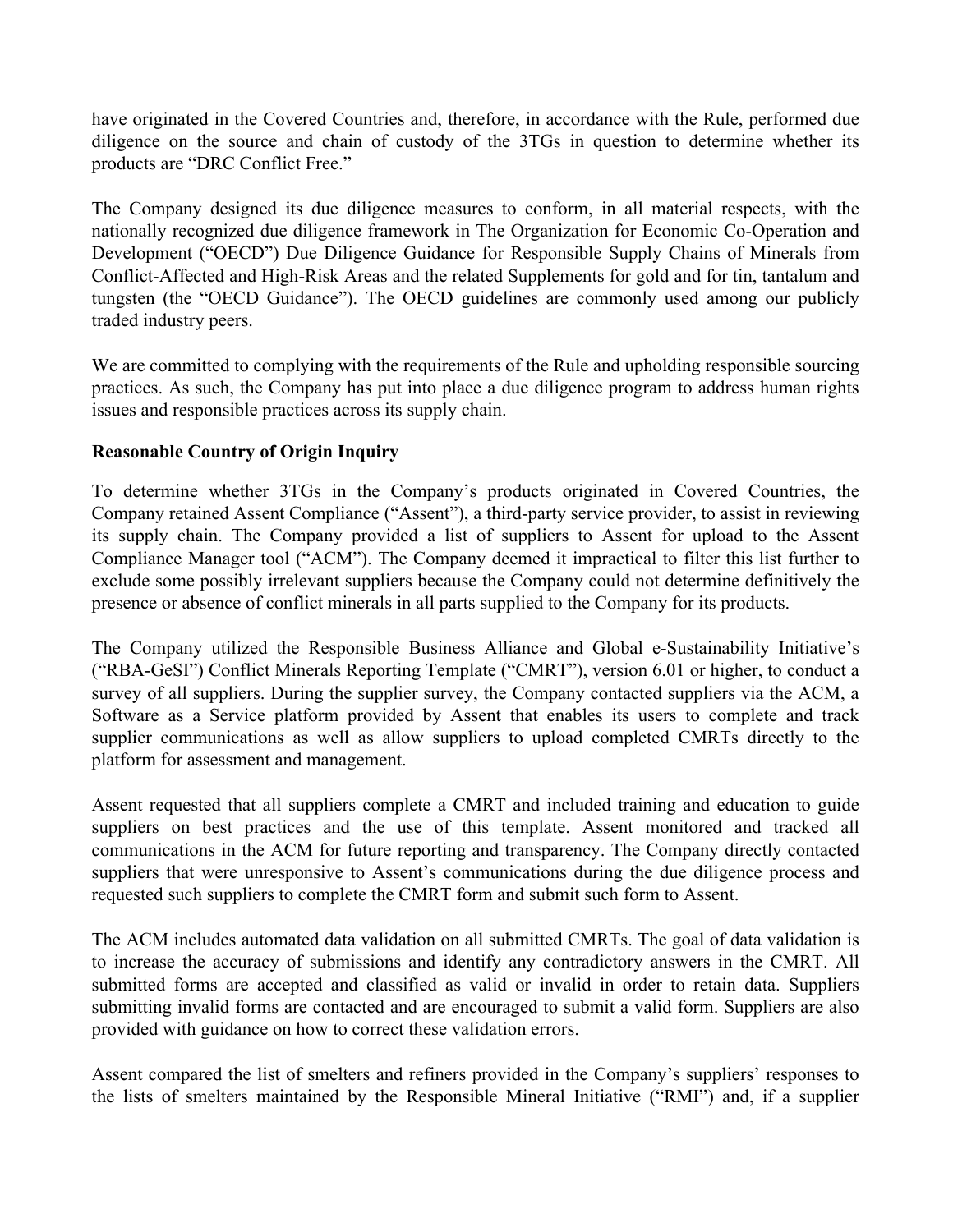have originated in the Covered Countries and, therefore, in accordance with the Rule, performed due diligence on the source and chain of custody of the 3TGs in question to determine whether its products are "DRC Conflict Free."

The Company designed its due diligence measures to conform, in all material respects, with the nationally recognized due diligence framework in The Organization for Economic Co-Operation and Development ("OECD") Due Diligence Guidance for Responsible Supply Chains of Minerals from Conflict-Affected and High-Risk Areas and the related Supplements for gold and for tin, tantalum and tungsten (the "OECD Guidance"). The OECD guidelines are commonly used among our publicly traded industry peers.

We are committed to complying with the requirements of the Rule and upholding responsible sourcing practices. As such, the Company has put into place a due diligence program to address human rights issues and responsible practices across its supply chain.

**Reasonable Country of Origin Inquiry**

To determine whether 3TGs in the Company's products originated in Covered Countries, the Company retained Assent Compliance ("Assent"), a third-party service provider, to assist in reviewing its supply chain. The Company provided a list of suppliers to Assent for upload to the Assent Compliance Manager tool ("ACM"). The Company deemed it impractical to filter this list further to exclude some possibly irrelevant suppliers because the Company could not determine definitively the presence or absence of conflict minerals in all parts supplied to the Company for its products.

The Company utilized the Responsible Business Alliance and Global e-Sustainability Initiative's ("RBA-GeSI") Conflict Minerals Reporting Template ("CMRT"), version 6.01 or higher, to conduct a survey of all suppliers. During the supplier survey, the Company contacted suppliers via the ACM, a Software as a Service platform provided by Assent that enables its users to complete and track supplier communications as well as allow suppliers to upload completed CMRTs directly to the platform for assessment and management.

Assent requested that all suppliers complete a CMRT and included training and education to guide suppliers on best practices and the use of this template. Assent monitored and tracked all communications in the ACM for future reporting and transparency. The Company directly contacted suppliers that were unresponsive to Assent's communications during the due diligence process and requested such suppliers to complete the CMRT form and submit such form to Assent.

The ACM includes automated data validation on all submitted CMRTs. The goal of data validation is to increase the accuracy of submissions and identify any contradictory answers in the CMRT. All submitted forms are accepted and classified as valid or invalid in order to retain data. Suppliers submitting invalid forms are contacted and are encouraged to submit a valid form. Suppliers are also provided with guidance on how to correct these validation errors.

Assent compared the list of smelters and refiners provided in the Company's suppliers' responses to the lists of smelters maintained by the Responsible Mineral Initiative ("RMI") and, if a supplier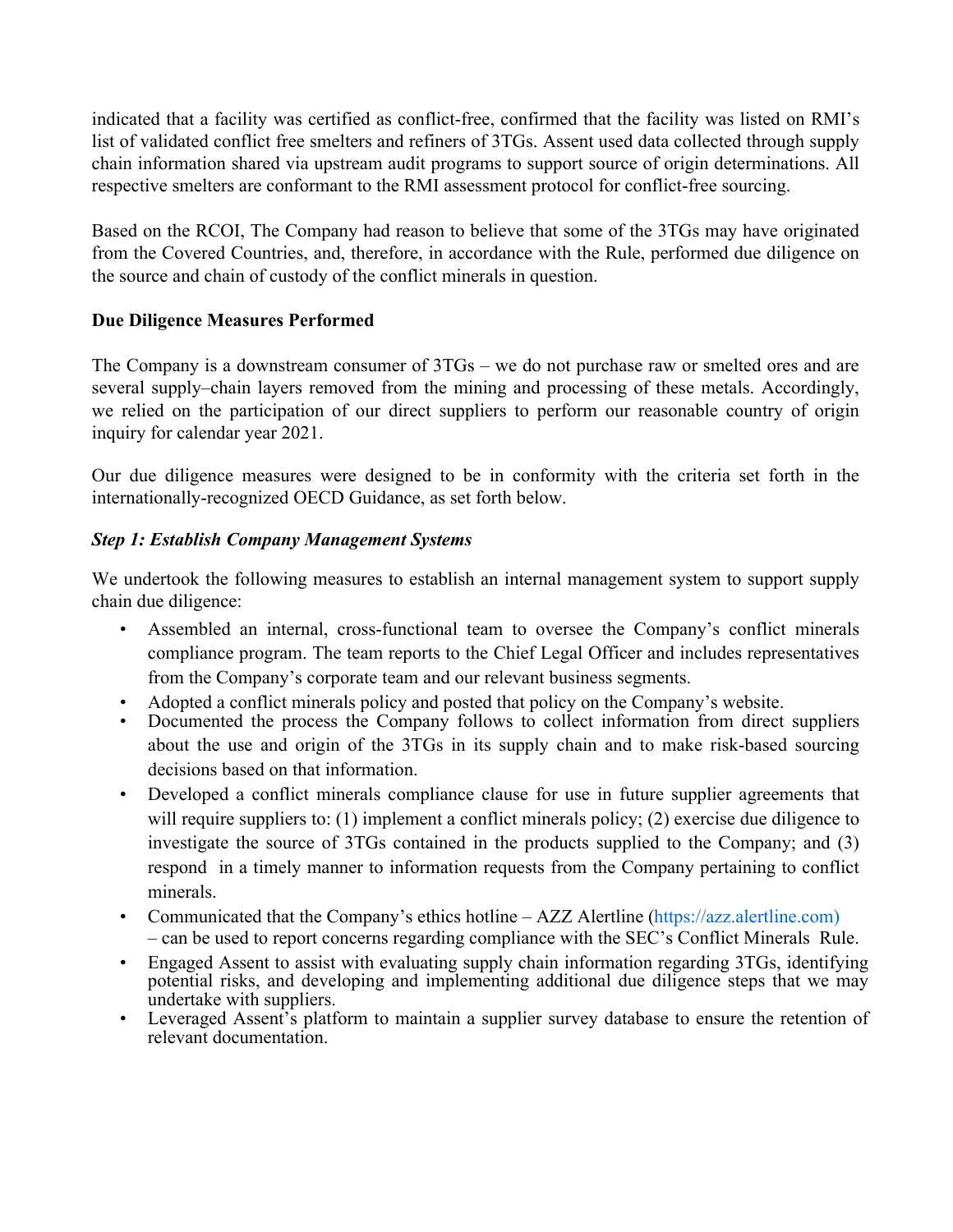indicated that a facility was certified as conflict-free, confirmed that the facility was listed on RMI's list of validated conflict free smelters and refiners of 3TGs. Assent used data collected through supply chain information shared via upstream audit programs to support source of origin determinations. All respective smelters are conformant to the RMI assessment protocol for conflict-free sourcing.

Based on the RCOI, The Company had reason to believe that some of the 3TGs may have originated from the Covered Countries, and, therefore, in accordance with the Rule, performed due diligence on the source and chain of custody of the conflict minerals in question.

**Due Diligence Measures Performed**

The Company is a downstream consumer of 3TGs – we do not purchase raw or smelted ores and are several supply–chain layers removed from the mining and processing of these metals. Accordingly, we relied on the participation of our direct suppliers to perform our reasonable country of origin inquiry for calendar year 2021.

Our due diligence measures were designed to be in conformity with the criteria set forth in the internationally-recognized OECD Guidance, as set forth below.

***Step 1: Establish Company Management Systems***

We undertook the following measures to establish an internal management system to support supply chain due diligence:

- Assembled an internal, cross-functional team to oversee the Company's conflict minerals compliance program. The team reports to the Chief Legal Officer and includes representatives from the Company's corporate team and our relevant business segments.
- Adopted a conflict minerals policy and posted that policy on the Company's website.
- Documented the process the Company follows to collect information from direct suppliers about the use and origin of the 3TGs in its supply chain and to make risk-based sourcing decisions based on that information.
- Developed a conflict minerals compliance clause for use in future supplier agreements that will require suppliers to: (1) implement a conflict minerals policy; (2) exercise due diligence to investigate the source of 3TGs contained in the products supplied to the Company; and (3) respond in a timely manner to information requests from the Company pertaining to conflict minerals.
- Communicated that the Company's ethics hotline – AZZ Alertline (https://azz.alertline.com) – can be used to report concerns regarding compliance with the SEC's Conflict Minerals Rule.
- Engaged Assent to assist with evaluating supply chain information regarding 3TGs, identifying potential risks, and developing and implementing additional due diligence steps that we may undertake with suppliers.
- Leveraged Assent's platform to maintain a supplier survey database to ensure the retention of relevant documentation.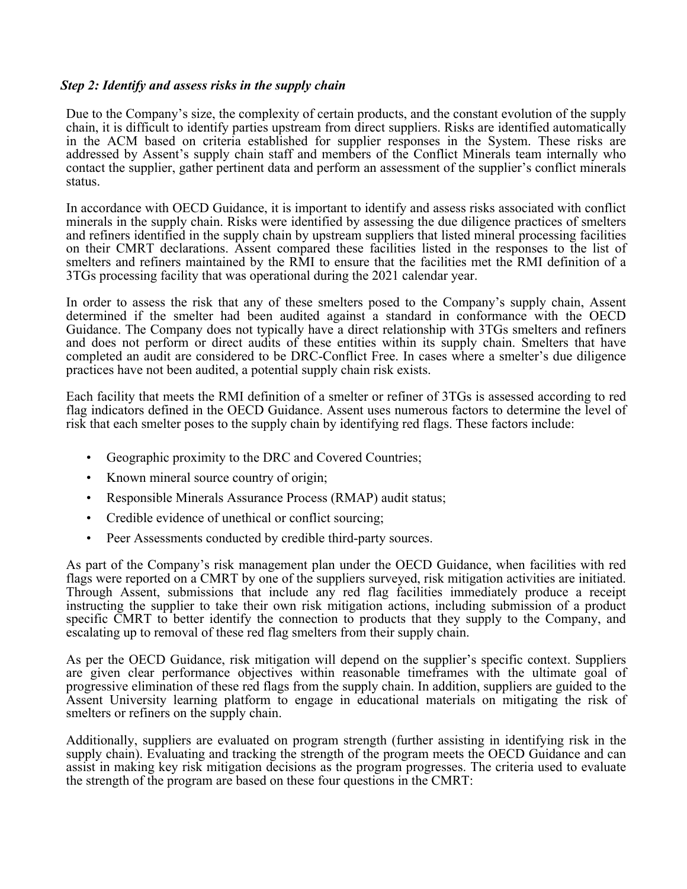### *Step 2: Identify and assess risks in the supply chain*

Due to the Company's size, the complexity of certain products, and the constant evolution of the supply chain, it is difficult to identify parties upstream from direct suppliers. Risks are identified automatically in the ACM based on criteria established for supplier responses in the System. These risks are addressed by Assent's supply chain staff and members of the Conflict Minerals team internally who contact the supplier, gather pertinent data and perform an assessment of the supplier's conflict minerals status.

In accordance with OECD Guidance, it is important to identify and assess risks associated with conflict minerals in the supply chain. Risks were identified by assessing the due diligence practices of smelters and refiners identified in the supply chain by upstream suppliers that listed mineral processing facilities on their CMRT declarations. Assent compared these facilities listed in the responses to the list of smelters and refiners maintained by the RMI to ensure that the facilities met the RMI definition of a 3TGs processing facility that was operational during the 2021 calendar year.

In order to assess the risk that any of these smelters posed to the Company's supply chain, Assent determined if the smelter had been audited against a standard in conformance with the OECD Guidance. The Company does not typically have a direct relationship with 3TGs smelters and refiners and does not perform or direct audits of these entities within its supply chain. Smelters that have completed an audit are considered to be DRC-Conflict Free. In cases where a smelter's due diligence practices have not been audited, a potential supply chain risk exists.

Each facility that meets the RMI definition of a smelter or refiner of 3TGs is assessed according to red flag indicators defined in the OECD Guidance. Assent uses numerous factors to determine the level of risk that each smelter poses to the supply chain by identifying red flags. These factors include:

- Geographic proximity to the DRC and Covered Countries;
- Known mineral source country of origin;
- Responsible Minerals Assurance Process (RMAP) audit status;
- Credible evidence of unethical or conflict sourcing;
- Peer Assessments conducted by credible third-party sources.

As part of the Company's risk management plan under the OECD Guidance, when facilities with red flags were reported on a CMRT by one of the suppliers surveyed, risk mitigation activities are initiated. Through Assent, submissions that include any red flag facilities immediately produce a receipt instructing the supplier to take their own risk mitigation actions, including submission of a product specific CMRT to better identify the connection to products that they supply to the Company, and escalating up to removal of these red flag smelters from their supply chain.

As per the OECD Guidance, risk mitigation will depend on the supplier's specific context. Suppliers are given clear performance objectives within reasonable timeframes with the ultimate goal of progressive elimination of these red flags from the supply chain. In addition, suppliers are guided to the Assent University learning platform to engage in educational materials on mitigating the risk of smelters or refiners on the supply chain.

Additionally, suppliers are evaluated on program strength (further assisting in identifying risk in the supply chain). Evaluating and tracking the strength of the program meets the OECD Guidance and can assist in making key risk mitigation decisions as the program progresses. The criteria used to evaluate the strength of the program are based on these four questions in the CMRT: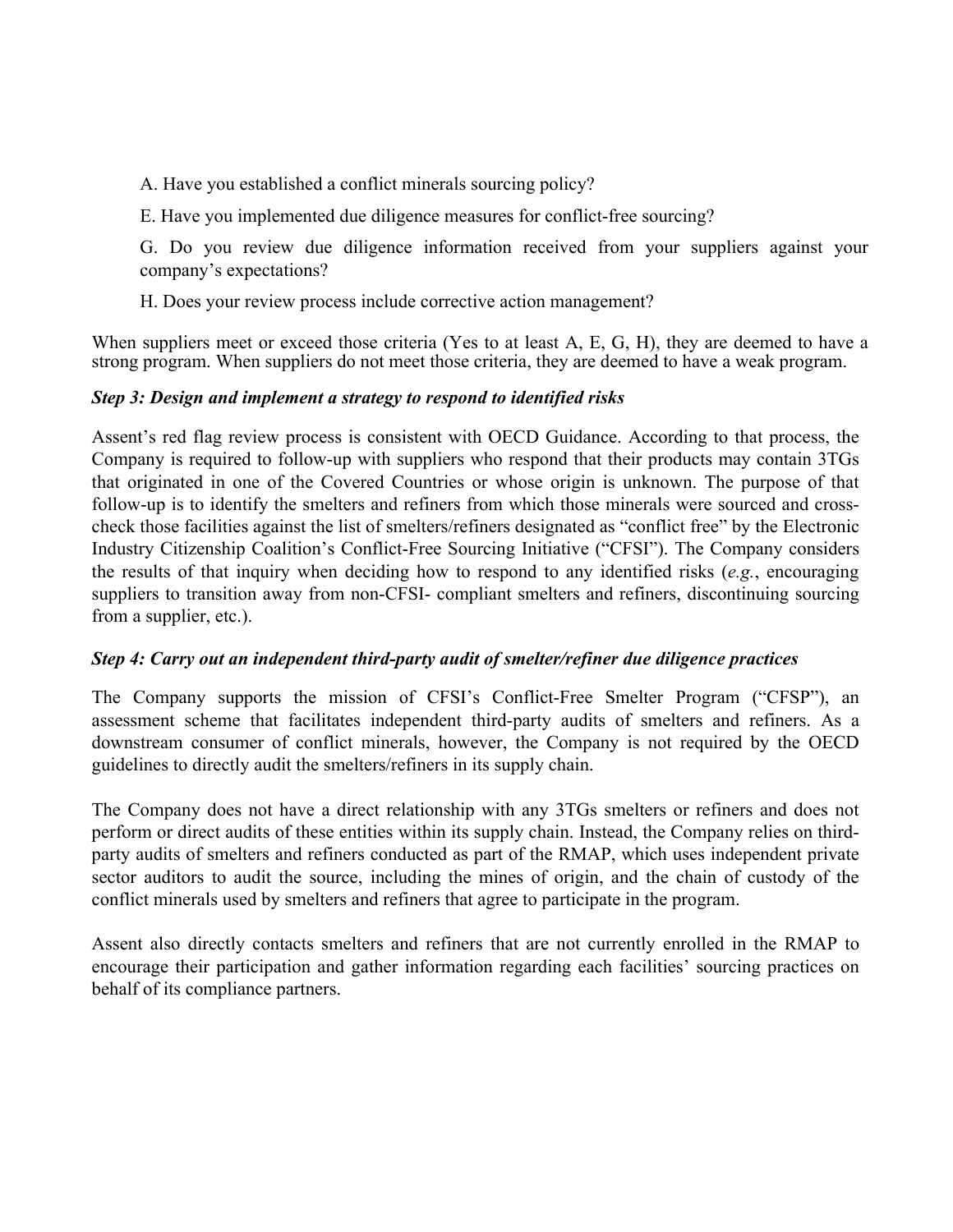A. Have you established a conflict minerals sourcing policy?

E. Have you implemented due diligence measures for conflict-free sourcing?

G. Do you review due diligence information received from your suppliers against your company's expectations?

H. Does your review process include corrective action management?

When suppliers meet or exceed those criteria (Yes to at least A, E, G, H), they are deemed to have a strong program. When suppliers do not meet those criteria, they are deemed to have a weak program.

***Step 3: Design and implement a strategy to respond to identified risks***

Assent's red flag review process is consistent with OECD Guidance. According to that process, the Company is required to follow-up with suppliers who respond that their products may contain 3TGs that originated in one of the Covered Countries or whose origin is unknown. The purpose of that follow-up is to identify the smelters and refiners from which those minerals were sourced and cross-check those facilities against the list of smelters/refiners designated as "conflict free" by the Electronic Industry Citizenship Coalition's Conflict-Free Sourcing Initiative ("CFSI"). The Company considers the results of that inquiry when deciding how to respond to any identified risks (*e.g.*, encouraging suppliers to transition away from non-CFSI- compliant smelters and refiners, discontinuing sourcing from a supplier, etc.).

***Step 4: Carry out an independent third-party audit of smelter/refiner due diligence practices***

The Company supports the mission of CFSI's Conflict-Free Smelter Program ("CFSP"), an assessment scheme that facilitates independent third-party audits of smelters and refiners. As a downstream consumer of conflict minerals, however, the Company is not required by the OECD guidelines to directly audit the smelters/refiners in its supply chain.

The Company does not have a direct relationship with any 3TGs smelters or refiners and does not perform or direct audits of these entities within its supply chain. Instead, the Company relies on third-party audits of smelters and refiners conducted as part of the RMAP, which uses independent private sector auditors to audit the source, including the mines of origin, and the chain of custody of the conflict minerals used by smelters and refiners that agree to participate in the program.

Assent also directly contacts smelters and refiners that are not currently enrolled in the RMAP to encourage their participation and gather information regarding each facilities' sourcing practices on behalf of its compliance partners.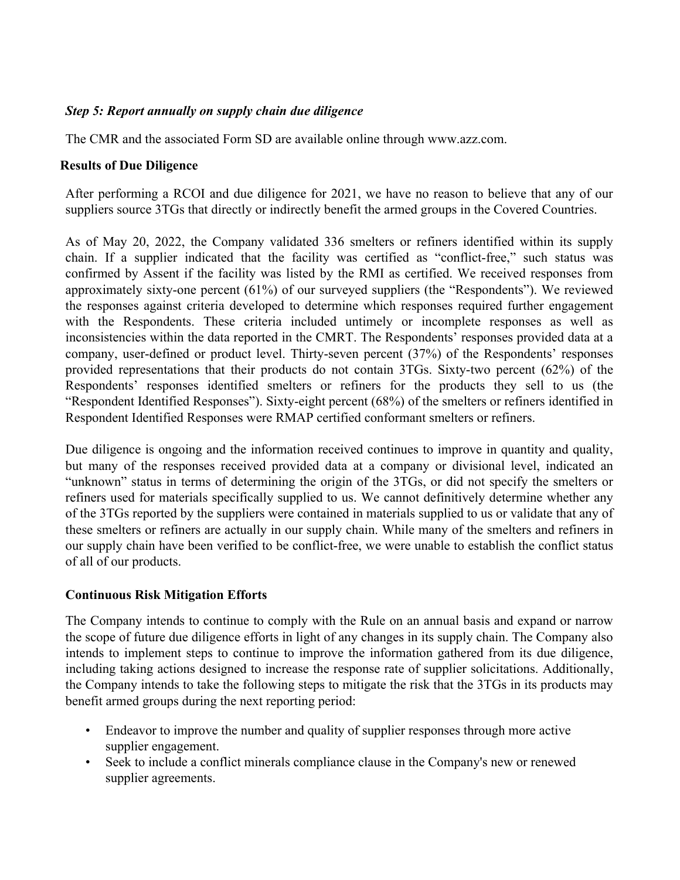***Step 5: Report annually on supply chain due diligence***

The CMR and the associated Form SD are available online through www.azz.com.

**Results of Due Diligence**

After performing a RCOI and due diligence for 2021, we have no reason to believe that any of our suppliers source 3TGs that directly or indirectly benefit the armed groups in the Covered Countries.

As of May 20, 2022, the Company validated 336 smelters or refiners identified within its supply chain. If a supplier indicated that the facility was certified as "conflict-free," such status was confirmed by Assent if the facility was listed by the RMI as certified. We received responses from approximately sixty-one percent (61%) of our surveyed suppliers (the "Respondents"). We reviewed the responses against criteria developed to determine which responses required further engagement with the Respondents. These criteria included untimely or incomplete responses as well as inconsistencies within the data reported in the CMRT. The Respondents' responses provided data at a company, user-defined or product level. Thirty-seven percent (37%) of the Respondents' responses provided representations that their products do not contain 3TGs. Sixty-two percent (62%) of the Respondents' responses identified smelters or refiners for the products they sell to us (the "Respondent Identified Responses"). Sixty-eight percent (68%) of the smelters or refiners identified in Respondent Identified Responses were RMAP certified conformant smelters or refiners.

Due diligence is ongoing and the information received continues to improve in quantity and quality, but many of the responses received provided data at a company or divisional level, indicated an "unknown" status in terms of determining the origin of the 3TGs, or did not specify the smelters or refiners used for materials specifically supplied to us. We cannot definitively determine whether any of the 3TGs reported by the suppliers were contained in materials supplied to us or validate that any of these smelters or refiners are actually in our supply chain. While many of the smelters and refiners in our supply chain have been verified to be conflict-free, we were unable to establish the conflict status of all of our products.

**Continuous Risk Mitigation Efforts**

The Company intends to continue to comply with the Rule on an annual basis and expand or narrow the scope of future due diligence efforts in light of any changes in its supply chain. The Company also intends to implement steps to continue to improve the information gathered from its due diligence, including taking actions designed to increase the response rate of supplier solicitations. Additionally, the Company intends to take the following steps to mitigate the risk that the 3TGs in its products may benefit armed groups during the next reporting period:

- Endeavor to improve the number and quality of supplier responses through more active supplier engagement.
- Seek to include a conflict minerals compliance clause in the Company's new or renewed supplier agreements.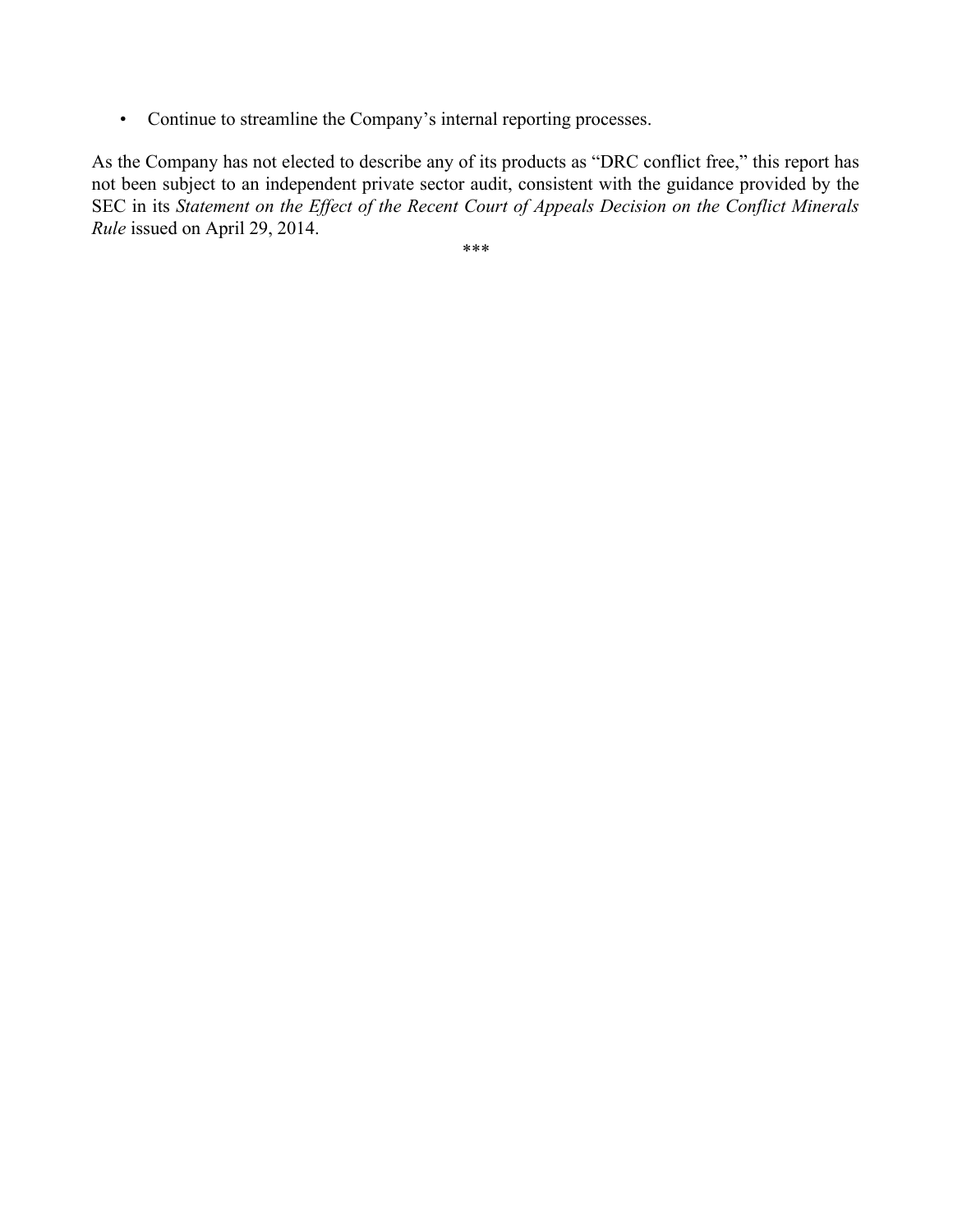- Continue to streamline the Company's internal reporting processes.

As the Company has not elected to describe any of its products as "DRC conflict free," this report has not been subject to an independent private sector audit, consistent with the guidance provided by the SEC in its *Statement on the Effect of the Recent Court of Appeals Decision on the Conflict Minerals Rule* issued on April 29, 2014.

***